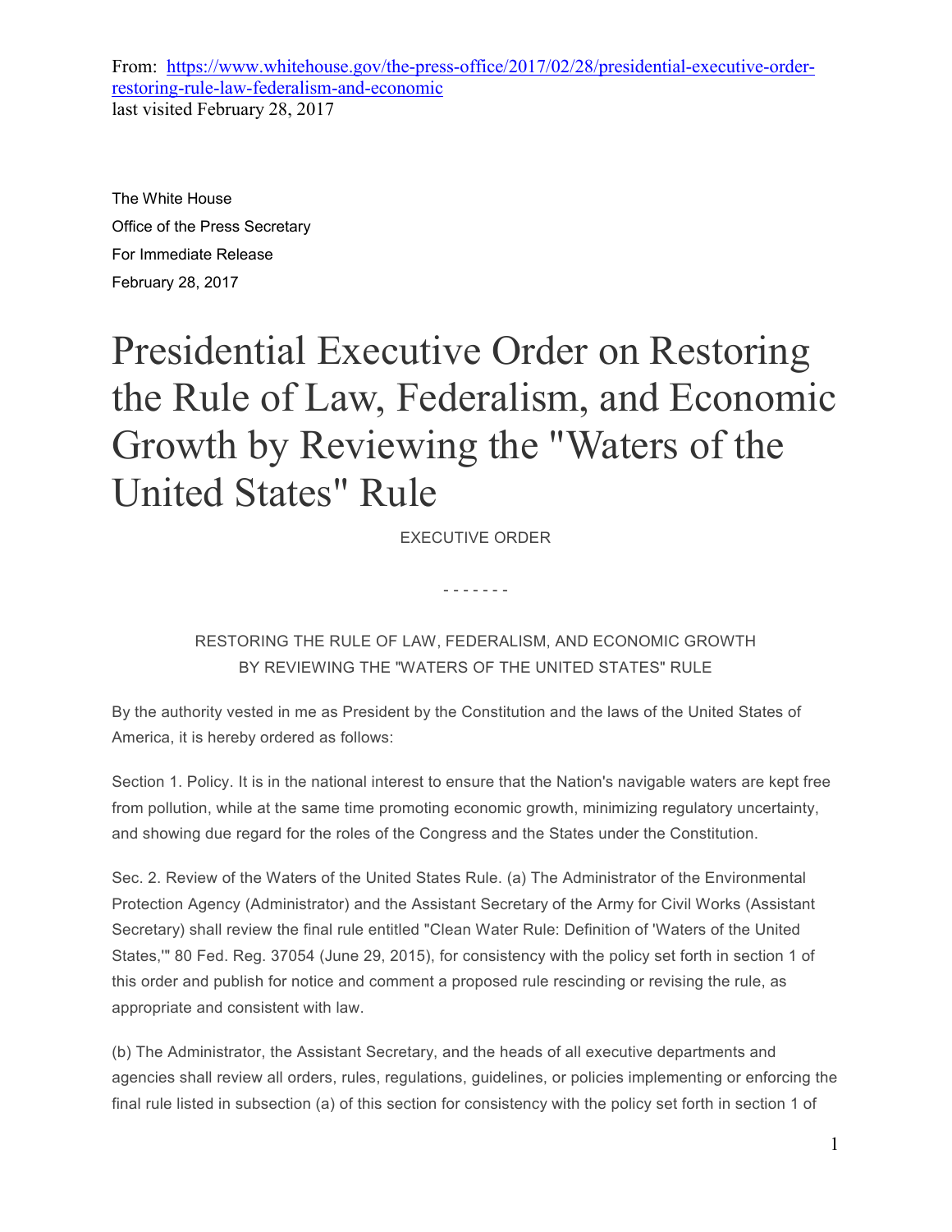From: [https://www.whitehouse.gov/the-press-office/2017/02/28/presidential-executive-order-restoring-rule-law-federalism-and-economic](https://www.whitehouse.gov/the-press-office/2017/02/28/presidential-executive-order-restoring-rule-law-federalism-and-economic)
last visited February 28, 2017

The White House
Office of the Press Secretary
For Immediate Release
February 28, 2017

# Presidential Executive Order on Restoring the Rule of Law, Federalism, and Economic Growth by Reviewing the "Waters of the United States" Rule

EXECUTIVE ORDER

\- - - - - - -

RESTORING THE RULE OF LAW, FEDERALISM, AND ECONOMIC GROWTH
BY REVIEWING THE "WATERS OF THE UNITED STATES" RULE

By the authority vested in me as President by the Constitution and the laws of the United States of America, it is hereby ordered as follows:

Section 1. Policy. It is in the national interest to ensure that the Nation's navigable waters are kept free from pollution, while at the same time promoting economic growth, minimizing regulatory uncertainty, and showing due regard for the roles of the Congress and the States under the Constitution.

Sec. 2. Review of the Waters of the United States Rule. (a) The Administrator of the Environmental Protection Agency (Administrator) and the Assistant Secretary of the Army for Civil Works (Assistant Secretary) shall review the final rule entitled "Clean Water Rule: Definition of 'Waters of the United States,'" 80 Fed. Reg. 37054 (June 29, 2015), for consistency with the policy set forth in section 1 of this order and publish for notice and comment a proposed rule rescinding or revising the rule, as appropriate and consistent with law.

(b) The Administrator, the Assistant Secretary, and the heads of all executive departments and agencies shall review all orders, rules, regulations, guidelines, or policies implementing or enforcing the final rule listed in subsection (a) of this section for consistency with the policy set forth in section 1 of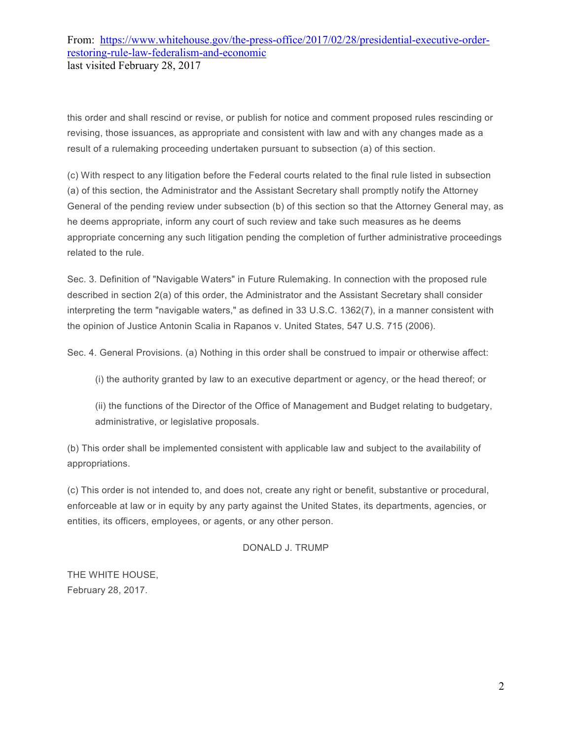this order and shall rescind or revise, or publish for notice and comment proposed rules rescinding or revising, those issuances, as appropriate and consistent with law and with any changes made as a result of a rulemaking proceeding undertaken pursuant to subsection (a) of this section.

(c) With respect to any litigation before the Federal courts related to the final rule listed in subsection (a) of this section, the Administrator and the Assistant Secretary shall promptly notify the Attorney General of the pending review under subsection (b) of this section so that the Attorney General may, as he deems appropriate, inform any court of such review and take such measures as he deems appropriate concerning any such litigation pending the completion of further administrative proceedings related to the rule.

Sec. 3. Definition of "Navigable Waters" in Future Rulemaking. In connection with the proposed rule described in section 2(a) of this order, the Administrator and the Assistant Secretary shall consider interpreting the term "navigable waters," as defined in 33 U.S.C. 1362(7), in a manner consistent with the opinion of Justice Antonin Scalia in Rapanos v. United States, 547 U.S. 715 (2006).

Sec. 4. General Provisions. (a) Nothing in this order shall be construed to impair or otherwise affect:

(i) the authority granted by law to an executive department or agency, or the head thereof; or

(ii) the functions of the Director of the Office of Management and Budget relating to budgetary, administrative, or legislative proposals.

(b) This order shall be implemented consistent with applicable law and subject to the availability of appropriations.

(c) This order is not intended to, and does not, create any right or benefit, substantive or procedural, enforceable at law or in equity by any party against the United States, its departments, agencies, or entities, its officers, employees, or agents, or any other person.

DONALD J. TRUMP

THE WHITE HOUSE,
February 28, 2017.